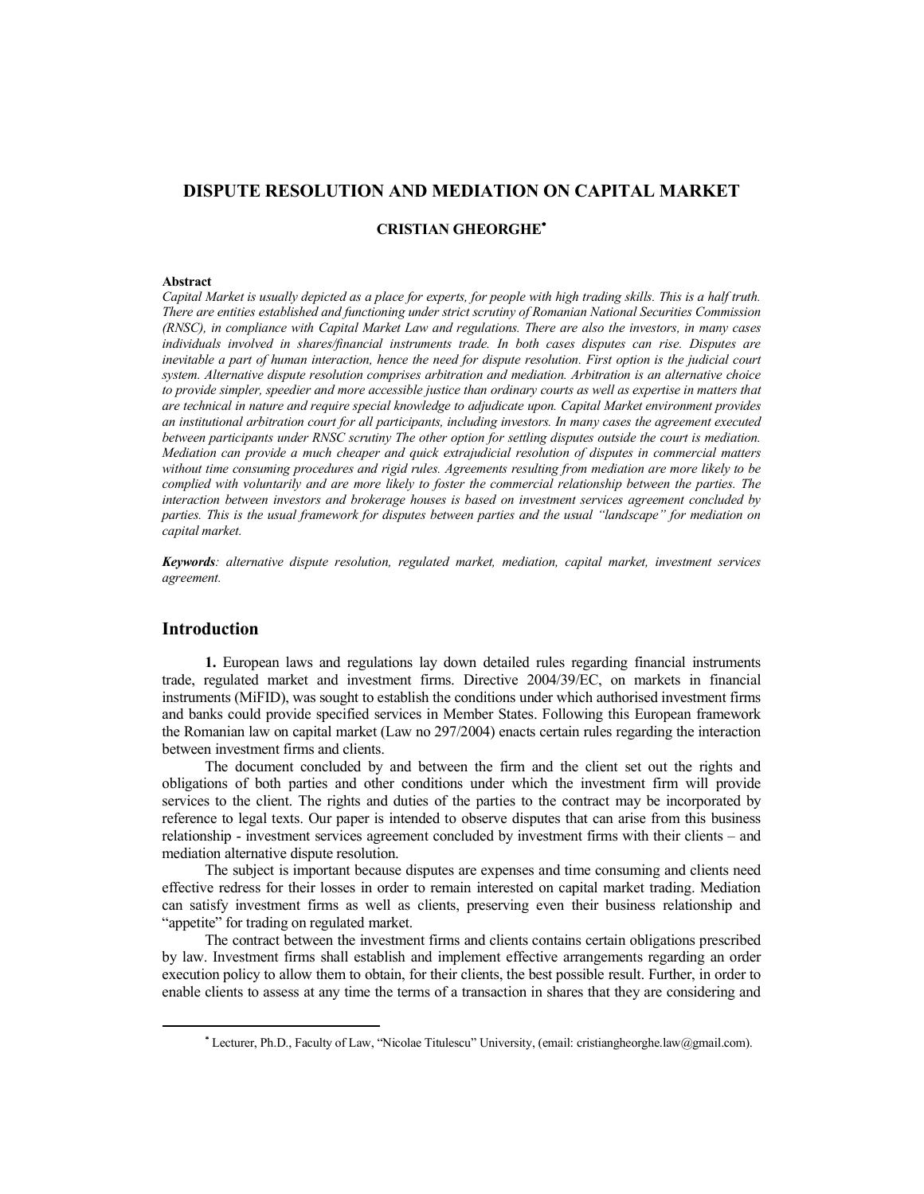# DISPUTE RESOLUTION AND MEDIATION ON CAPITAL MARKET

**CRISTIAN GHEORGHE***

**Abstract**

*Capital Market is usually depicted as a place for experts, for people with high trading skills. This is a half truth. There are entities established and functioning under strict scrutiny of Romanian National Securities Commission (RNSC), in compliance with Capital Market Law and regulations. There are also the investors, in many cases individuals involved in shares/financial instruments trade. In both cases disputes can rise. Disputes are inevitable a part of human interaction, hence the need for dispute resolution. First option is the judicial court system. Alternative dispute resolution comprises arbitration and mediation. Arbitration is an alternative choice to provide simpler, speedier and more accessible justice than ordinary courts as well as expertise in matters that are technical in nature and require special knowledge to adjudicate upon. Capital Market environment provides an institutional arbitration court for all participants, including investors. In many cases the agreement executed between participants under RNSC scrutiny The other option for settling disputes outside the court is mediation. Mediation can provide a much cheaper and quick extrajudicial resolution of disputes in commercial matters without time consuming procedures and rigid rules. Agreements resulting from mediation are more likely to be complied with voluntarily and are more likely to foster the commercial relationship between the parties. The interaction between investors and brokerage houses is based on investment services agreement concluded by parties. This is the usual framework for disputes between parties and the usual "landscape" for mediation on capital market.*

***Keywords****: alternative dispute resolution, regulated market, mediation, capital market, investment services agreement.*

## Introduction

**1.** European laws and regulations lay down detailed rules regarding financial instruments trade, regulated market and investment firms. Directive 2004/39/EC, on markets in financial instruments (MiFID), was sought to establish the conditions under which authorised investment firms and banks could provide specified services in Member States. Following this European framework the Romanian law on capital market (Law no 297/2004) enacts certain rules regarding the interaction between investment firms and clients.

The document concluded by and between the firm and the client set out the rights and obligations of both parties and other conditions under which the investment firm will provide services to the client. The rights and duties of the parties to the contract may be incorporated by reference to legal texts. Our paper is intended to observe disputes that can arise from this business relationship - investment services agreement concluded by investment firms with their clients – and mediation alternative dispute resolution.

The subject is important because disputes are expenses and time consuming and clients need effective redress for their losses in order to remain interested on capital market trading. Mediation can satisfy investment firms as well as clients, preserving even their business relationship and "appetite" for trading on regulated market.

The contract between the investment firms and clients contains certain obligations prescribed by law. Investment firms shall establish and implement effective arrangements regarding an order execution policy to allow them to obtain, for their clients, the best possible result. Further, in order to enable clients to assess at any time the terms of a transaction in shares that they are considering and

---

\* Lecturer, Ph.D., Faculty of Law, "Nicolae Titulescu" University, (email: cristiangheorghe.law@gmail.com).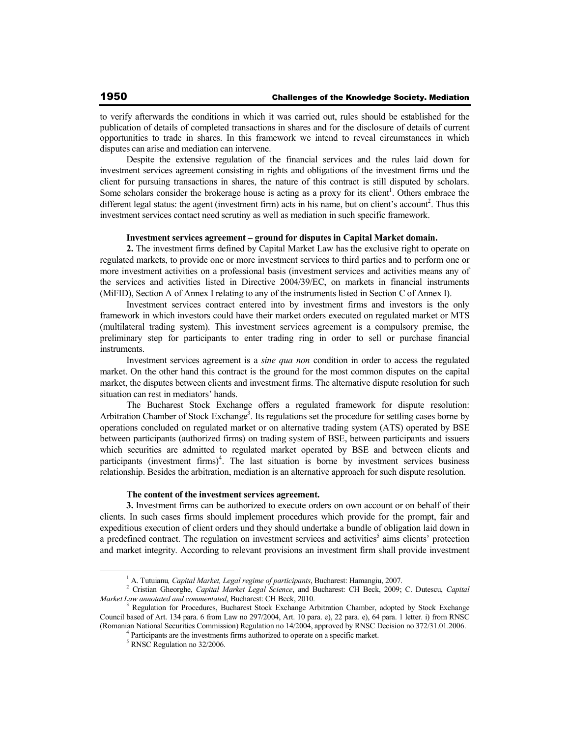to verify afterwards the conditions in which it was carried out, rules should be established for the publication of details of completed transactions in shares and for the disclosure of details of current opportunities to trade in shares. In this framework we intend to reveal circumstances in which disputes can arise and mediation can intervene.

Despite the extensive regulation of the financial services and the rules laid down for investment services agreement consisting in rights and obligations of the investment firms und the client for pursuing transactions in shares, the nature of this contract is still disputed by scholars. Some scholars consider the brokerage house is acting as a proxy for its client[1]. Others embrace the different legal status: the agent (investment firm) acts in his name, but on client's account[2]. Thus this investment services contact need scrutiny as well as mediation in such specific framework.

**Investment services agreement – ground for disputes in Capital Market domain.**

**2.** The investment firms defined by Capital Market Law has the exclusive right to operate on regulated markets, to provide one or more investment services to third parties and to perform one or more investment activities on a professional basis (investment services and activities means any of the services and activities listed in Directive 2004/39/EC, on markets in financial instruments (MiFID), Section A of Annex I relating to any of the instruments listed in Section C of Annex I).

Investment services contract entered into by investment firms and investors is the only framework in which investors could have their market orders executed on regulated market or MTS (multilateral trading system). This investment services agreement is a compulsory premise, the preliminary step for participants to enter trading ring in order to sell or purchase financial instruments.

Investment services agreement is a *sine qua non* condition in order to access the regulated market. On the other hand this contract is the ground for the most common disputes on the capital market, the disputes between clients and investment firms. The alternative dispute resolution for such situation can rest in mediators' hands.

The Bucharest Stock Exchange offers a regulated framework for dispute resolution: Arbitration Chamber of Stock Exchange[3]. Its regulations set the procedure for settling cases borne by operations concluded on regulated market or on alternative trading system (ATS) operated by BSE between participants (authorized firms) on trading system of BSE, between participants and issuers which securities are admitted to regulated market operated by BSE and between clients and participants (investment firms)[4]. The last situation is borne by investment services business relationship. Besides the arbitration, mediation is an alternative approach for such dispute resolution.

**The content of the investment services agreement.**

**3.** Investment firms can be authorized to execute orders on own account or on behalf of their clients. In such cases firms should implement procedures which provide for the prompt, fair and expeditious execution of client orders und they should undertake a bundle of obligation laid down in a predefined contract. The regulation on investment services and activities[5] aims clients' protection and market integrity. According to relevant provisions an investment firm shall provide investment

---

[1] A. Tutuianu, *Capital Market, Legal regime of participants*, Bucharest: Hamangiu, 2007.

[2] Cristian Gheorghe, *Capital Market Legal Science*, and Bucharest: CH Beck, 2009; C. Dutescu, *Capital Market Law annotated and commentated*, Bucharest: CH Beck, 2010.

[3] Regulation for Procedures, Bucharest Stock Exchange Arbitration Chamber, adopted by Stock Exchange Council based of Art. 134 para. 6 from Law no 297/2004, Art. 10 para. e), 22 para. e), 64 para. 1 letter. i) from RNSC (Romanian National Securities Commission) Regulation no 14/2004, approved by RNSC Decision no 372/31.01.2006.

[4] Participants are the investments firms authorized to operate on a specific market.

[5] RNSC Regulation no 32/2006.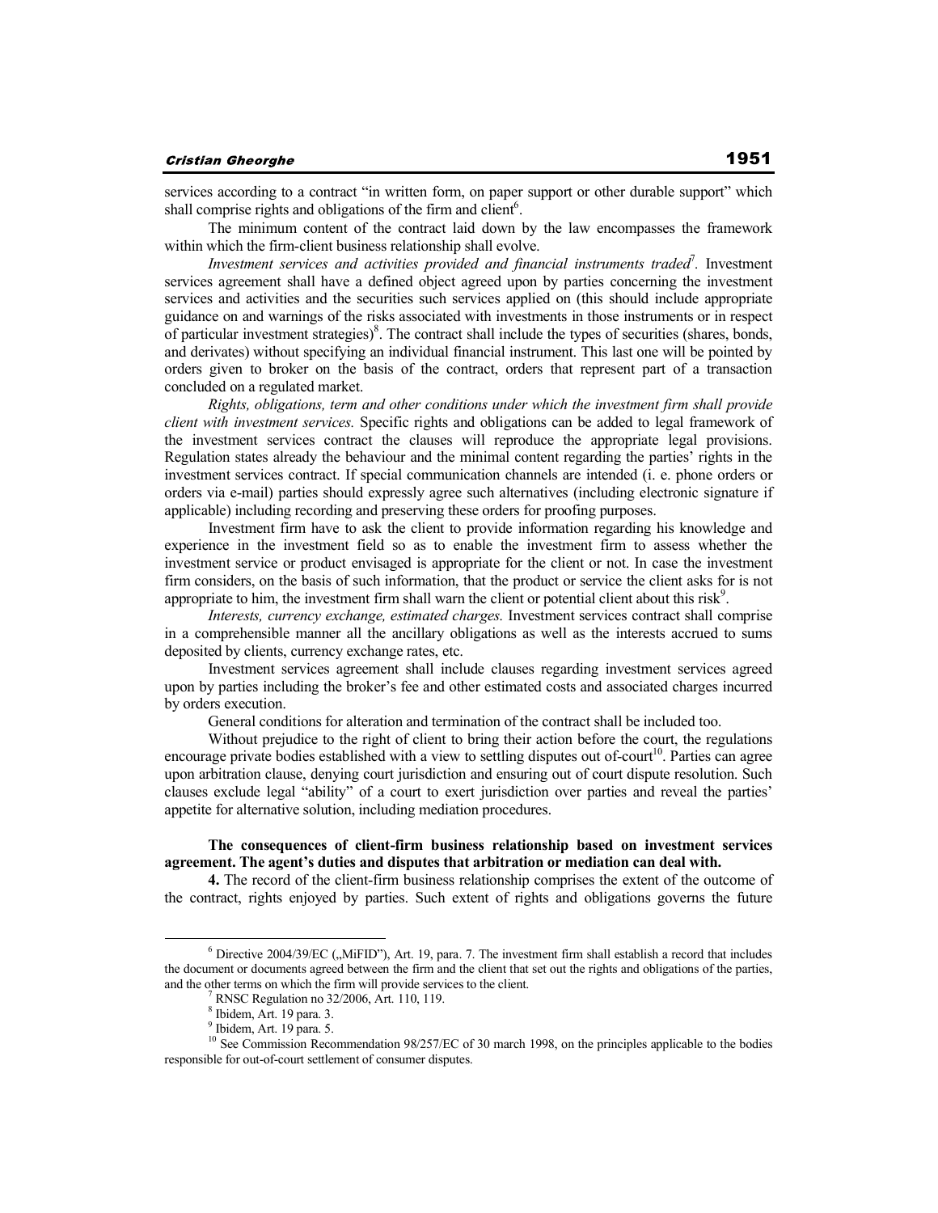services according to a contract "in written form, on paper support or other durable support" which shall comprise rights and obligations of the firm and client[6].

The minimum content of the contract laid down by the law encompasses the framework within which the firm-client business relationship shall evolve.

*Investment services and activities provided and financial instruments traded*[7]. Investment services agreement shall have a defined object agreed upon by parties concerning the investment services and activities and the securities such services applied on (this should include appropriate guidance on and warnings of the risks associated with investments in those instruments or in respect of particular investment strategies)[8]. The contract shall include the types of securities (shares, bonds, and derivates) without specifying an individual financial instrument. This last one will be pointed by orders given to broker on the basis of the contract, orders that represent part of a transaction concluded on a regulated market.

*Rights, obligations, term and other conditions under which the investment firm shall provide client with investment services.* Specific rights and obligations can be added to legal framework of the investment services contract the clauses will reproduce the appropriate legal provisions. Regulation states already the behaviour and the minimal content regarding the parties' rights in the investment services contract. If special communication channels are intended (i. e. phone orders or orders via e-mail) parties should expressly agree such alternatives (including electronic signature if applicable) including recording and preserving these orders for proofing purposes.

Investment firm have to ask the client to provide information regarding his knowledge and experience in the investment field so as to enable the investment firm to assess whether the investment service or product envisaged is appropriate for the client or not. In case the investment firm considers, on the basis of such information, that the product or service the client asks for is not appropriate to him, the investment firm shall warn the client or potential client about this risk[9].

*Interests, currency exchange, estimated charges.* Investment services contract shall comprise in a comprehensible manner all the ancillary obligations as well as the interests accrued to sums deposited by clients, currency exchange rates, etc.

Investment services agreement shall include clauses regarding investment services agreed upon by parties including the broker's fee and other estimated costs and associated charges incurred by orders execution.

General conditions for alteration and termination of the contract shall be included too.

Without prejudice to the right of client to bring their action before the court, the regulations encourage private bodies established with a view to settling disputes out of-court[10]. Parties can agree upon arbitration clause, denying court jurisdiction and ensuring out of court dispute resolution. Such clauses exclude legal "ability" of a court to exert jurisdiction over parties and reveal the parties' appetite for alternative solution, including mediation procedures.

**The consequences of client-firm business relationship based on investment services agreement. The agent's duties and disputes that arbitration or mediation can deal with.**

**4.** The record of the client-firm business relationship comprises the extent of the outcome of the contract, rights enjoyed by parties. Such extent of rights and obligations governs the future

---

[6] Directive 2004/39/EC („MiFID"), Art. 19, para. 7. The investment firm shall establish a record that includes the document or documents agreed between the firm and the client that set out the rights and obligations of the parties, and the other terms on which the firm will provide services to the client.

[7] RNSC Regulation no 32/2006, Art. 110, 119.

[8] Ibidem, Art. 19 para. 3.

[9] Ibidem, Art. 19 para. 5.

[10] See Commission Recommendation 98/257/EC of 30 march 1998, on the principles applicable to the bodies responsible for out-of-court settlement of consumer disputes.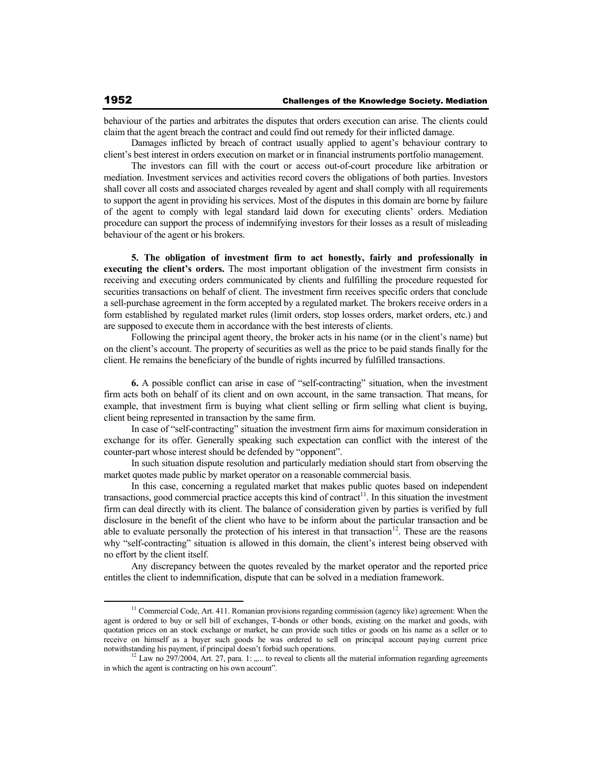behaviour of the parties and arbitrates the disputes that orders execution can arise. The clients could claim that the agent breach the contract and could find out remedy for their inflicted damage.

Damages inflicted by breach of contract usually applied to agent's behaviour contrary to client's best interest in orders execution on market or in financial instruments portfolio management.

The investors can fill with the court or access out-of-court procedure like arbitration or mediation. Investment services and activities record covers the obligations of both parties. Investors shall cover all costs and associated charges revealed by agent and shall comply with all requirements to support the agent in providing his services. Most of the disputes in this domain are borne by failure of the agent to comply with legal standard laid down for executing clients' orders. Mediation procedure can support the process of indemnifying investors for their losses as a result of misleading behaviour of the agent or his brokers.

**5. The obligation of investment firm to act honestly, fairly and professionally in executing the client's orders.** The most important obligation of the investment firm consists in receiving and executing orders communicated by clients and fulfilling the procedure requested for securities transactions on behalf of client. The investment firm receives specific orders that conclude a sell-purchase agreement in the form accepted by a regulated market. The brokers receive orders in a form established by regulated market rules (limit orders, stop losses orders, market orders, etc.) and are supposed to execute them in accordance with the best interests of clients.

Following the principal agent theory, the broker acts in his name (or in the client's name) but on the client's account. The property of securities as well as the price to be paid stands finally for the client. He remains the beneficiary of the bundle of rights incurred by fulfilled transactions.

**6.** A possible conflict can arise in case of "self-contracting" situation, when the investment firm acts both on behalf of its client and on own account, in the same transaction. That means, for example, that investment firm is buying what client selling or firm selling what client is buying, client being represented in transaction by the same firm.

In case of "self-contracting" situation the investment firm aims for maximum consideration in exchange for its offer. Generally speaking such expectation can conflict with the interest of the counter-part whose interest should be defended by "opponent".

In such situation dispute resolution and particularly mediation should start from observing the market quotes made public by market operator on a reasonable commercial basis.

In this case, concerning a regulated market that makes public quotes based on independent transactions, good commercial practice accepts this kind of contract[11]. In this situation the investment firm can deal directly with its client. The balance of consideration given by parties is verified by full disclosure in the benefit of the client who have to be inform about the particular transaction and be able to evaluate personally the protection of his interest in that transaction[12]. These are the reasons why "self-contracting" situation is allowed in this domain, the client's interest being observed with no effort by the client itself.

Any discrepancy between the quotes revealed by the market operator and the reported price entitles the client to indemnification, dispute that can be solved in a mediation framework.

---

[11] Commercial Code, Art. 411. Romanian provisions regarding commission (agency like) agreement: When the agent is ordered to buy or sell bill of exchanges, T-bonds or other bonds, existing on the market and goods, with quotation prices on an stock exchange or market, he can provide such titles or goods on his name as a seller or to receive on himself as a buyer such goods he was ordered to sell on principal account paying current price notwithstanding his payment, if principal doesn't forbid such operations.

[12] Law no 297/2004, Art. 27, para. 1: „... to reveal to clients all the material information regarding agreements in which the agent is contracting on his own account".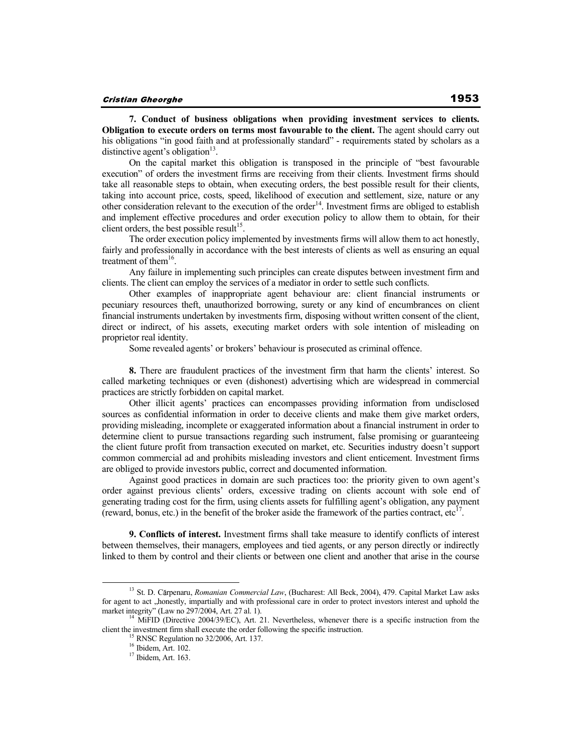**7. Conduct of business obligations when providing investment services to clients. Obligation to execute orders on terms most favourable to the client.** The agent should carry out his obligations "in good faith and at professionally standard" - requirements stated by scholars as a distinctive agent's obligation[13].

On the capital market this obligation is transposed in the principle of "best favourable execution" of orders the investment firms are receiving from their clients. Investment firms should take all reasonable steps to obtain, when executing orders, the best possible result for their clients, taking into account price, costs, speed, likelihood of execution and settlement, size, nature or any other consideration relevant to the execution of the order[14]. Investment firms are obliged to establish and implement effective procedures and order execution policy to allow them to obtain, for their client orders, the best possible result[15].

The order execution policy implemented by investments firms will allow them to act honestly, fairly and professionally in accordance with the best interests of clients as well as ensuring an equal treatment of them[16].

Any failure in implementing such principles can create disputes between investment firm and clients. The client can employ the services of a mediator in order to settle such conflicts.

Other examples of inappropriate agent behaviour are: client financial instruments or pecuniary resources theft, unauthorized borrowing, surety or any kind of encumbrances on client financial instruments undertaken by investments firm, disposing without written consent of the client, direct or indirect, of his assets, executing market orders with sole intention of misleading on proprietor real identity.

Some revealed agents' or brokers' behaviour is prosecuted as criminal offence.

**8.** There are fraudulent practices of the investment firm that harm the clients' interest. So called marketing techniques or even (dishonest) advertising which are widespread in commercial practices are strictly forbidden on capital market.

Other illicit agents' practices can encompasses providing information from undisclosed sources as confidential information in order to deceive clients and make them give market orders, providing misleading, incomplete or exaggerated information about a financial instrument in order to determine client to pursue transactions regarding such instrument, false promising or guaranteeing the client future profit from transaction executed on market, etc. Securities industry doesn't support common commercial ad and prohibits misleading investors and client enticement. Investment firms are obliged to provide investors public, correct and documented information.

Against good practices in domain are such practices too: the priority given to own agent's order against previous clients' orders, excessive trading on clients account with sole end of generating trading cost for the firm, using clients assets for fulfilling agent's obligation, any payment (reward, bonus, etc.) in the benefit of the broker aside the framework of the parties contract, etc[17].

**9. Conflicts of interest.** Investment firms shall take measure to identify conflicts of interest between themselves, their managers, employees and tied agents, or any person directly or indirectly linked to them by control and their clients or between one client and another that arise in the course

---

[13] St. D. Cărpenaru, *Romanian Commercial Law*, (Bucharest: All Beck, 2004), 479. Capital Market Law asks for agent to act „honestly, impartially and with professional care in order to protect investors interest and uphold the market integrity" (Law no 297/2004, Art. 27 al. 1).

[14] MiFID (Directive 2004/39/EC), Art. 21. Nevertheless, whenever there is a specific instruction from the client the investment firm shall execute the order following the specific instruction.

[15] RNSC Regulation no 32/2006, Art. 137.

[16] Ibidem, Art. 102.

[17] Ibidem, Art. 163.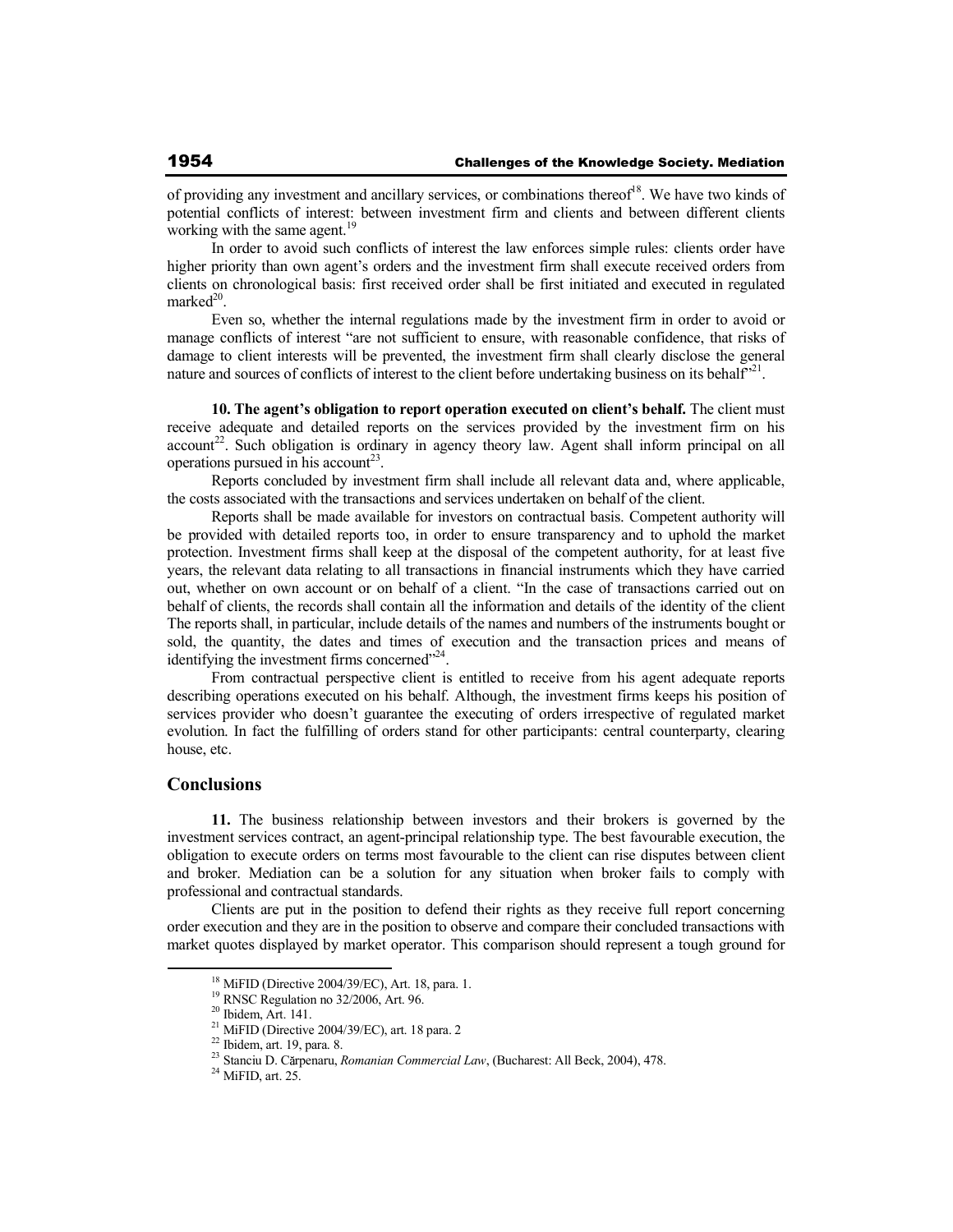of providing any investment and ancillary services, or combinations thereof[18]. We have two kinds of potential conflicts of interest: between investment firm and clients and between different clients working with the same agent.[19]

In order to avoid such conflicts of interest the law enforces simple rules: clients order have higher priority than own agent's orders and the investment firm shall execute received orders from clients on chronological basis: first received order shall be first initiated and executed in regulated marked[20].

Even so, whether the internal regulations made by the investment firm in order to avoid or manage conflicts of interest "are not sufficient to ensure, with reasonable confidence, that risks of damage to client interests will be prevented, the investment firm shall clearly disclose the general nature and sources of conflicts of interest to the client before undertaking business on its behalf"[21].

**10. The agent's obligation to report operation executed on client's behalf.** The client must receive adequate and detailed reports on the services provided by the investment firm on his account[22]. Such obligation is ordinary in agency theory law. Agent shall inform principal on all operations pursued in his account[23].

Reports concluded by investment firm shall include all relevant data and, where applicable, the costs associated with the transactions and services undertaken on behalf of the client.

Reports shall be made available for investors on contractual basis. Competent authority will be provided with detailed reports too, in order to ensure transparency and to uphold the market protection. Investment firms shall keep at the disposal of the competent authority, for at least five years, the relevant data relating to all transactions in financial instruments which they have carried out, whether on own account or on behalf of a client. "In the case of transactions carried out on behalf of clients, the records shall contain all the information and details of the identity of the client The reports shall, in particular, include details of the names and numbers of the instruments bought or sold, the quantity, the dates and times of execution and the transaction prices and means of identifying the investment firms concerned"[24].

From contractual perspective client is entitled to receive from his agent adequate reports describing operations executed on his behalf. Although, the investment firms keeps his position of services provider who doesn't guarantee the executing of orders irrespective of regulated market evolution. In fact the fulfilling of orders stand for other participants: central counterparty, clearing house, etc.

## Conclusions

**11.** The business relationship between investors and their brokers is governed by the investment services contract, an agent-principal relationship type. The best favourable execution, the obligation to execute orders on terms most favourable to the client can rise disputes between client and broker. Mediation can be a solution for any situation when broker fails to comply with professional and contractual standards.

Clients are put in the position to defend their rights as they receive full report concerning order execution and they are in the position to observe and compare their concluded transactions with market quotes displayed by market operator. This comparison should represent a tough ground for

---

[18] MiFID (Directive 2004/39/EC), Art. 18, para. 1.

[19] RNSC Regulation no 32/2006, Art. 96.

[20] Ibidem, Art. 141.

[21] MiFID (Directive 2004/39/EC), art. 18 para. 2

[22] Ibidem, art. 19, para. 8.

[23] Stanciu D. Cărpenaru, *Romanian Commercial Law*, (Bucharest: All Beck, 2004), 478.

[24] MiFID, art. 25.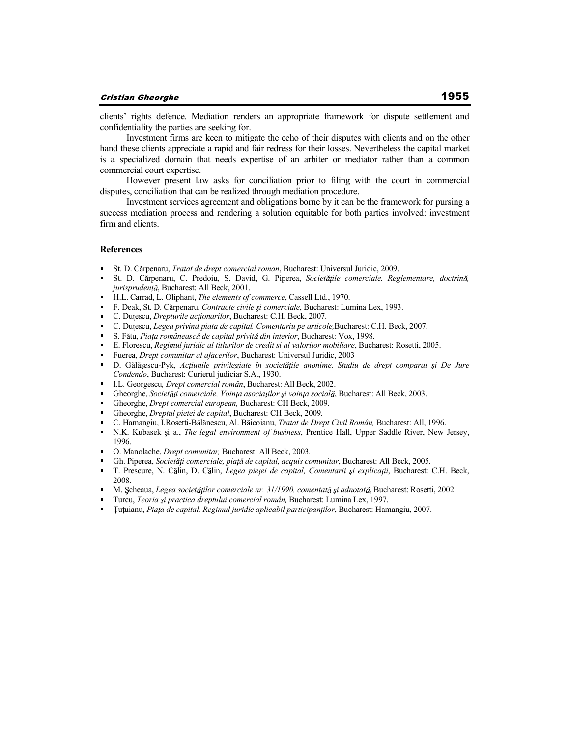clients' rights defence. Mediation renders an appropriate framework for dispute settlement and confidentiality the parties are seeking for.

Investment firms are keen to mitigate the echo of their disputes with clients and on the other hand these clients appreciate a rapid and fair redress for their losses. Nevertheless the capital market is a specialized domain that needs expertise of an arbiter or mediator rather than a common commercial court expertise.

However present law asks for conciliation prior to filing with the court in commercial disputes, conciliation that can be realized through mediation procedure.

Investment services agreement and obligations borne by it can be the framework for pursing a success mediation process and rendering a solution equitable for both parties involved: investment firm and clients.

**References**

- St. D. Cărpenaru, *Tratat de drept comercial roman*, Bucharest: Universul Juridic, 2009.
- St. D. Cărpenaru, C. Predoiu, S. David, G. Piperea, *Societățile comerciale. Reglementare, doctrină, jurisprudență*, Bucharest: All Beck, 2001.
- H.L. Carrad, L. Oliphant, *The elements of commerce*, Cassell Ltd., 1970.
- F. Deak, St. D. Cărpenaru, *Contracte civile şi comerciale*, Bucharest: Lumina Lex, 1993.
- C. Duțescu, *Drepturile acționarilor*, Bucharest: C.H. Beck, 2007.
- C. Duțescu, *Legea privind piata de capital. Comentariu pe articole,*Bucharest: C.H. Beck, 2007.
- S. Fătu, *Piața românească de capital privită din interior*, Bucharest: Vox, 1998.
- E. Florescu, *Regimul juridic al titlurilor de credit si al valorilor mobiliare*, Bucharest: Rosetti, 2005.
- Fuerea, *Drept comunitar al afacerilor*, Bucharest: Universul Juridic, 2003
- D. Gălăşescu-Pyk, *Acțiunile privilegiate în societățile anonime. Studiu de drept comparat şi De Jure Condendo*, Bucharest: Curierul judiciar S.A., 1930.
- I.L. Georgescu*, Drept comercial român*, Bucharest: All Beck, 2002.
- Gheorghe, *Societăți comerciale, Voința asociaților şi voința socială*, Bucharest: All Beck, 2003.
- Gheorghe, *Drept comercial european,* Bucharest: CH Beck, 2009.
- Gheorghe, *Dreptul pietei de capital*, Bucharest: CH Beck, 2009.
- C. Hamangiu, I.Rosetti-Bălănescu, Al. Băicoianu, *Tratat de Drept Civil Român,* Bucharest: All, 1996.
- N.K. Kubasek şi a., *The legal environment of business*, Prentice Hall, Upper Saddle River, New Jersey, 1996.
- O. Manolache, *Drept comunitar,* Bucharest: All Beck, 2003.
- Gh. Piperea, *Societăți comerciale, piață de capital, acquis comunitar*, Bucharest: All Beck, 2005.
- T. Prescure, N. Călin, D. Călin, *Legea pieței de capital, Comentarii şi explicații*, Bucharest: C.H. Beck, 2008.
- M. Şcheaua, *Legea societăților comerciale nr. 31/1990, comentată şi adnotată*, Bucharest: Rosetti, 2002
- Turcu, *Teoria şi practica dreptului comercial român,* Bucharest: Lumina Lex, 1997.
- Țuțuianu, *Piața de capital. Regimul juridic aplicabil participanților*, Bucharest: Hamangiu, 2007.